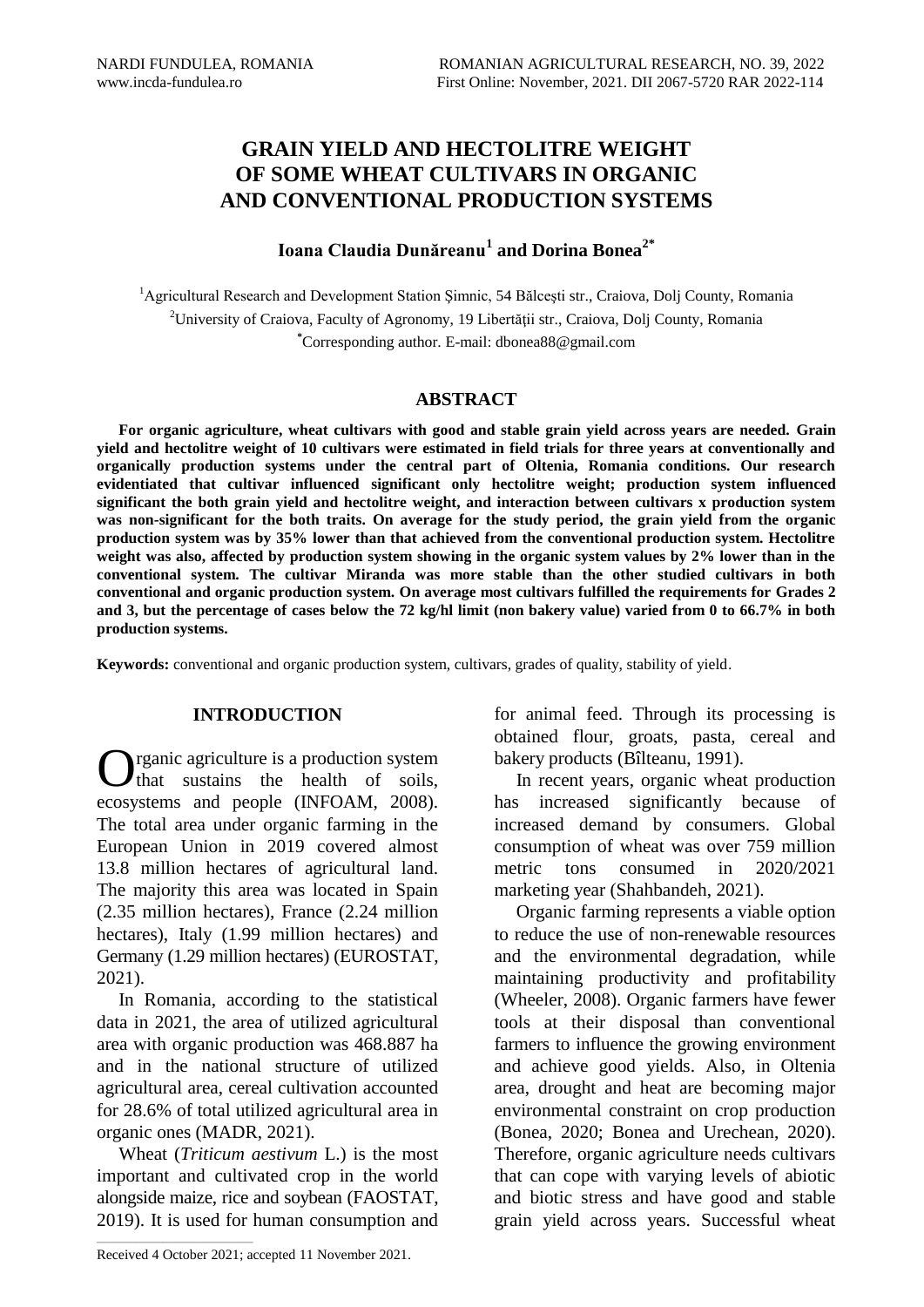# GRAIN YIELD AND HECTOLITRE WEIGHT OF SOME WHEAT CULTIVARS IN ORGANIC AND CONVENTIONAL PRODUCTION SYSTEMS

**Ioana Claudia Dunăreanu[1] and Dorina Bonea[2*]**

[1]Agricultural Research and Development Station Şimnic, 54 Bălceşti str., Craiova, Dolj County, Romania

[2]University of Craiova, Faculty of Agronomy, 19 Libertăţii str., Craiova, Dolj County, Romania

[*]Corresponding author. E-mail: dbonea88@gmail.com

## ABSTRACT

**For organic agriculture, wheat cultivars with good and stable grain yield across years are needed. Grain yield and hectolitre weight of 10 cultivars were estimated in field trials for three years at conventionally and organically production systems under the central part of Oltenia, Romania conditions. Our research evidentiated that cultivar influenced significant only hectolitre weight; production system influenced significant the both grain yield and hectolitre weight, and interaction between cultivars x production system was non-significant for the both traits. On average for the study period, the grain yield from the organic production system was by 35% lower than that achieved from the conventional production system. Hectolitre weight was also, affected by production system showing in the organic system values by 2% lower than in the conventional system. The cultivar Miranda was more stable than the other studied cultivars in both conventional and organic production system. On average most cultivars fulfilled the requirements for Grades 2 and 3, but the percentage of cases below the 72 kg/hl limit (non bakery value) varied from 0 to 66.7% in both production systems.**

**Keywords:** conventional and organic production system, cultivars, grades of quality, stability of yield.

## INTRODUCTION

Organic agriculture is a production system that sustains the health of soils, ecosystems and people (INFOAM, 2008). The total area under organic farming in the European Union in 2019 covered almost 13.8 million hectares of agricultural land. The majority this area was located in Spain (2.35 million hectares), France (2.24 million hectares), Italy (1.99 million hectares) and Germany (1.29 million hectares) (EUROSTAT, 2021).

In Romania, according to the statistical data in 2021, the area of utilized agricultural area with organic production was 468.887 ha and in the national structure of utilized agricultural area, cereal cultivation accounted for 28.6% of total utilized agricultural area in organic ones (MADR, 2021).

Wheat (*Triticum aestivum* L.) is the most important and cultivated crop in the world alongside maize, rice and soybean (FAOSTAT, 2019). It is used for human consumption and for animal feed. Through its processing is obtained flour, groats, pasta, cereal and bakery products (Bîlteanu, 1991).

In recent years, organic wheat production has increased significantly because of increased demand by consumers. Global consumption of wheat was over 759 million metric tons consumed in 2020/2021 marketing year (Shahbandeh, 2021).

Organic farming represents a viable option to reduce the use of non-renewable resources and the environmental degradation, while maintaining productivity and profitability (Wheeler, 2008). Organic farmers have fewer tools at their disposal than conventional farmers to influence the growing environment and achieve good yields. Also, in Oltenia area, drought and heat are becoming major environmental constraint on crop production (Bonea, 2020; Bonea and Urechean, 2020). Therefore, organic agriculture needs cultivars that can cope with varying levels of abiotic and biotic stress and have good and stable grain yield across years. Successful wheat

Received 4 October 2021; accepted 11 November 2021.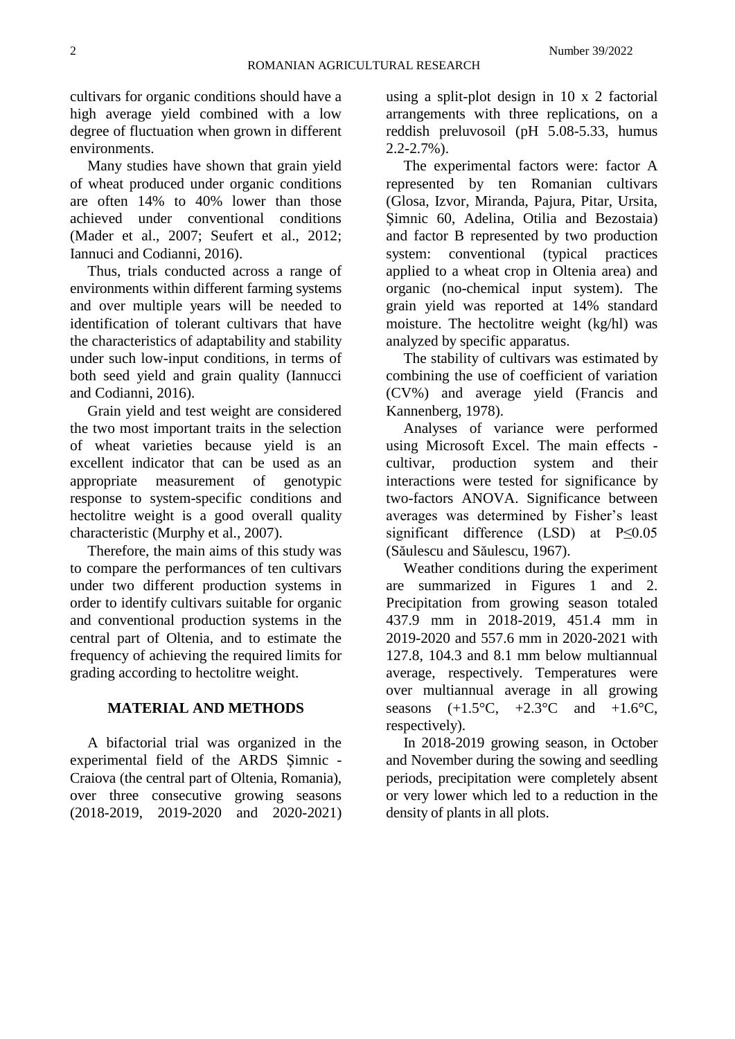cultivars for organic conditions should have a high average yield combined with a low degree of fluctuation when grown in different environments.

Many studies have shown that grain yield of wheat produced under organic conditions are often 14% to 40% lower than those achieved under conventional conditions (Mader et al., 2007; Seufert et al., 2012; Iannuci and Codianni, 2016).

Thus, trials conducted across a range of environments within different farming systems and over multiple years will be needed to identification of tolerant cultivars that have the characteristics of adaptability and stability under such low-input conditions, in terms of both seed yield and grain quality (Iannucci and Codianni, 2016).

Grain yield and test weight are considered the two most important traits in the selection of wheat varieties because yield is an excellent indicator that can be used as an appropriate measurement of genotypic response to system-specific conditions and hectolitre weight is a good overall quality characteristic (Murphy et al., 2007).

Therefore, the main aims of this study was to compare the performances of ten cultivars under two different production systems in order to identify cultivars suitable for organic and conventional production systems in the central part of Oltenia, and to estimate the frequency of achieving the required limits for grading according to hectolitre weight.

## MATERIAL AND METHODS

A bifactorial trial was organized in the experimental field of the ARDS Şimnic - Craiova (the central part of Oltenia, Romania), over three consecutive growing seasons (2018-2019, 2019-2020 and 2020-2021) using a split-plot design in 10 x 2 factorial arrangements with three replications, on a reddish preluvosoil (pH 5.08-5.33, humus 2.2-2.7%).

The experimental factors were: factor A represented by ten Romanian cultivars (Glosa, Izvor, Miranda, Pajura, Pitar, Ursita, Şimnic 60, Adelina, Otilia and Bezostaia) and factor B represented by two production system: conventional (typical practices applied to a wheat crop in Oltenia area) and organic (no-chemical input system). The grain yield was reported at 14% standard moisture. The hectolitre weight (kg/hl) was analyzed by specific apparatus.

The stability of cultivars was estimated by combining the use of coefficient of variation (CV%) and average yield (Francis and Kannenberg, 1978).

Analyses of variance were performed using Microsoft Excel. The main effects - cultivar, production system and their interactions were tested for significance by two-factors ANOVA. Significance between averages was determined by Fisher's least significant difference (LSD) at $P \leq 0.05$ (Săulescu and Săulescu, 1967).

Weather conditions during the experiment are summarized in Figures 1 and 2. Precipitation from growing season totaled 437.9 mm in 2018-2019, 451.4 mm in 2019-2020 and 557.6 mm in 2020-2021 with 127.8, 104.3 and 8.1 mm below multiannual average, respectively. Temperatures were over multiannual average in all growing seasons (+1.5°C, +2.3°C and +1.6°C, respectively).

In 2018-2019 growing season, in October and November during the sowing and seedling periods, precipitation were completely absent or very lower which led to a reduction in the density of plants in all plots.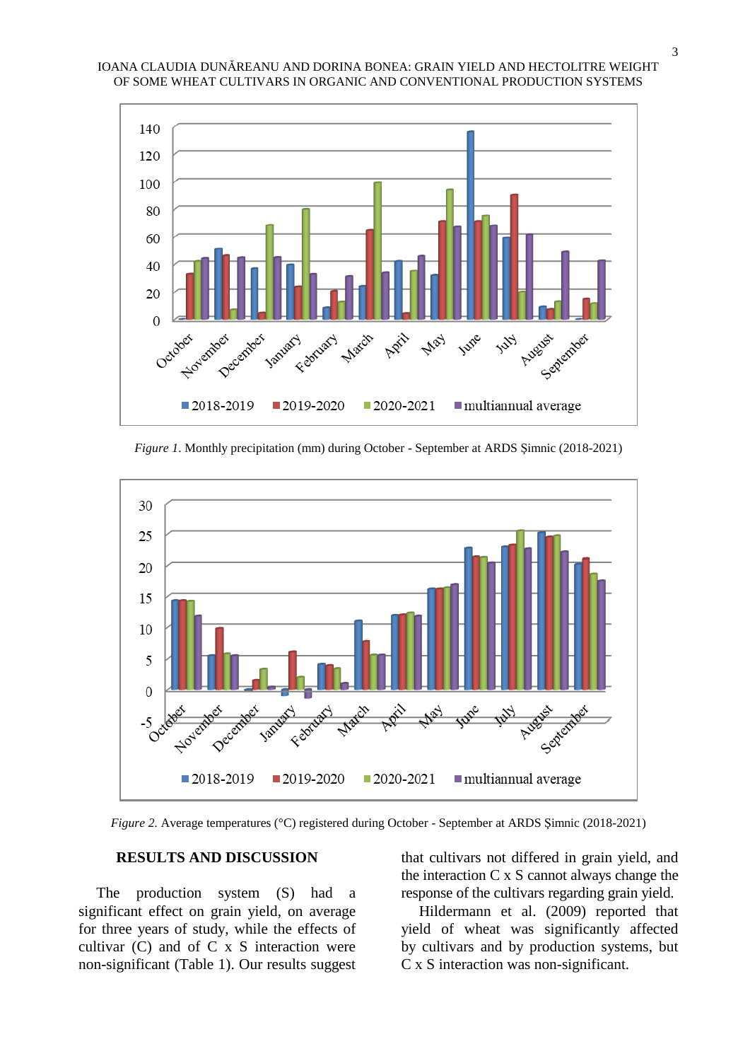*Figure 1.* Monthly precipitation (mm) during October - September at ARDS Șimnic (2018-2021)

*Figure 2.* Average temperatures (°C) registered during October - September at ARDS Șimnic (2018-2021)

## RESULTS AND DISCUSSION

The production system (S) had a significant effect on grain yield, on average for three years of study, while the effects of cultivar (C) and of C x S interaction were non-significant (Table 1). Our results suggest that cultivars not differed in grain yield, and the interaction C x S cannot always change the response of the cultivars regarding grain yield.

Hildermann et al. (2009) reported that yield of wheat was significantly affected by cultivars and by production systems, but C x S interaction was non-significant.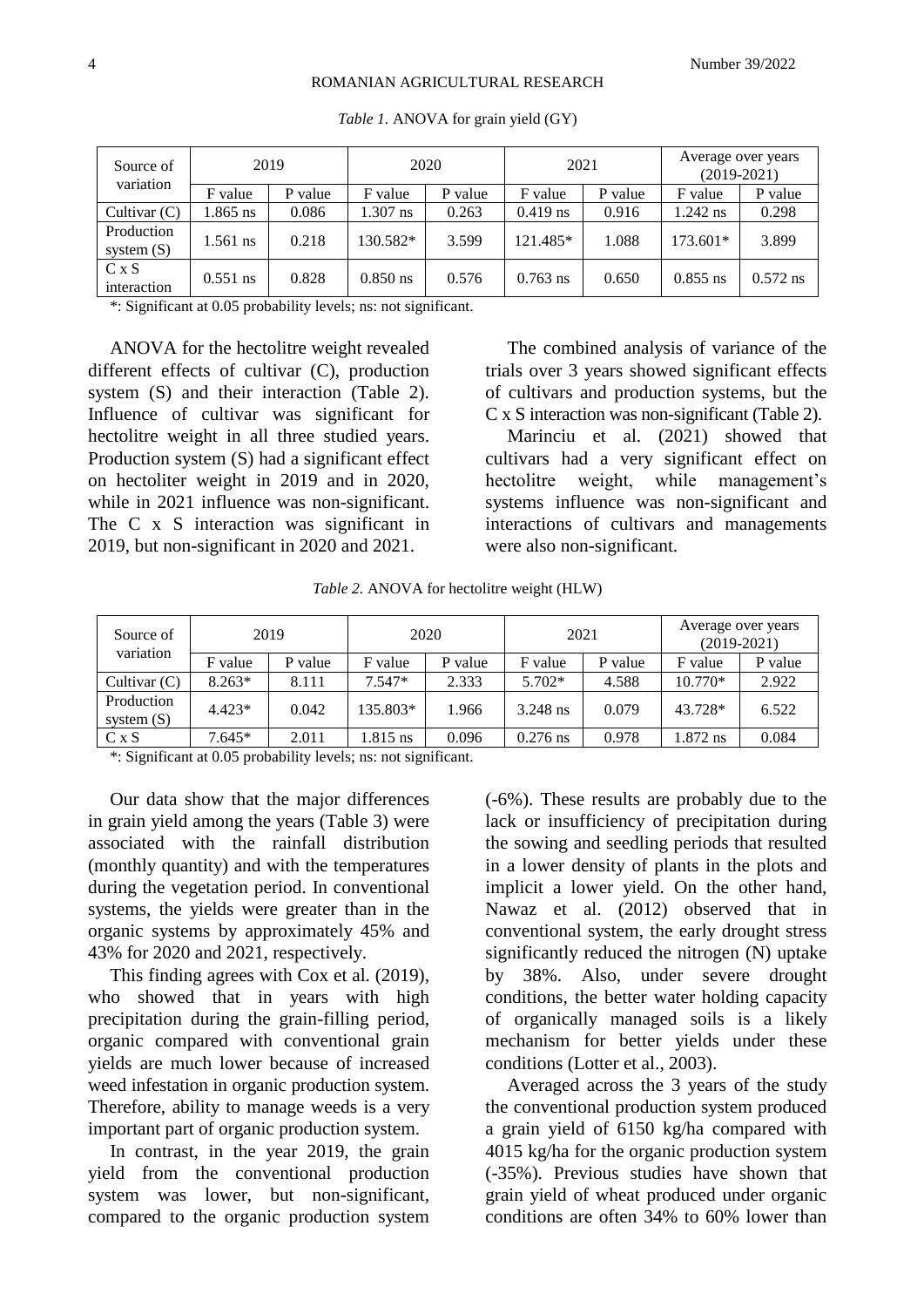*Table 1.* ANOVA for grain yield (GY)

| Source of variation | 2019 | | 2020 | | 2021 | | Average over years (2019-2021) | |
|---|---|---|---|---|---|---|---|---|
| | F value | P value | F value | P value | F value | P value | F value | P value |
| Cultivar (C) | 1.865 ns | 0.086 | 1.307 ns | 0.263 | 0.419 ns | 0.916 | 1.242 ns | 0.298 |
| Production system (S) | 1.561 ns | 0.218 | 130.582* | 3.599 | 121.485* | 1.088 | 173.601* | 3.899 |
| C x S interaction | 0.551 ns | 0.828 | 0.850 ns | 0.576 | 0.763 ns | 0.650 | 0.855 ns | 0.572 ns |

*: Significant at 0.05 probability levels; ns: not significant.

ANOVA for the hectolitre weight revealed different effects of cultivar (C), production system (S) and their interaction (Table 2). Influence of cultivar was significant for hectolitre weight in all three studied years. Production system (S) had a significant effect on hectoliter weight in 2019 and in 2020, while in 2021 influence was non-significant. The C x S interaction was significant in 2019, but non-significant in 2020 and 2021.

The combined analysis of variance of the trials over 3 years showed significant effects of cultivars and production systems, but the C x S interaction was non-significant (Table 2).

Marinciu et al. (2021) showed that cultivars had a very significant effect on hectolitre weight, while management's systems influence was non-significant and interactions of cultivars and managements were also non-significant.

*Table 2.* ANOVA for hectolitre weight (HLW)

| Source of variation | 2019 | | 2020 | | 2021 | | Average over years (2019-2021) | |
|---|---|---|---|---|---|---|---|---|
| | F value | P value | F value | P value | F value | P value | F value | P value |
| Cultivar (C) | 8.263* | 8.111 | 7.547* | 2.333 | 5.702* | 4.588 | 10.770* | 2.922 |
| Production system (S) | 4.423* | 0.042 | 135.803* | 1.966 | 3.248 ns | 0.079 | 43.728* | 6.522 |
| C x S | 7.645* | 2.011 | 1.815 ns | 0.096 | 0.276 ns | 0.978 | 1.872 ns | 0.084 |

*: Significant at 0.05 probability levels; ns: not significant.

Our data show that the major differences in grain yield among the years (Table 3) were associated with the rainfall distribution (monthly quantity) and with the temperatures during the vegetation period. In conventional systems, the yields were greater than in the organic systems by approximately 45% and 43% for 2020 and 2021, respectively.

This finding agrees with Cox et al. (2019), who showed that in years with high precipitation during the grain-filling period, organic compared with conventional grain yields are much lower because of increased weed infestation in organic production system. Therefore, ability to manage weeds is a very important part of organic production system.

In contrast, in the year 2019, the grain yield from the conventional production system was lower, but non-significant, compared to the organic production system (-6%). These results are probably due to the lack or insufficiency of precipitation during the sowing and seedling periods that resulted in a lower density of plants in the plots and implicit a lower yield. On the other hand, Nawaz et al. (2012) observed that in conventional system, the early drought stress significantly reduced the nitrogen (N) uptake by 38%. Also, under severe drought conditions, the better water holding capacity of organically managed soils is a likely mechanism for better yields under these conditions (Lotter et al., 2003).

Averaged across the 3 years of the study the conventional production system produced a grain yield of 6150 kg/ha compared with 4015 kg/ha for the organic production system (-35%). Previous studies have shown that grain yield of wheat produced under organic conditions are often 34% to 60% lower than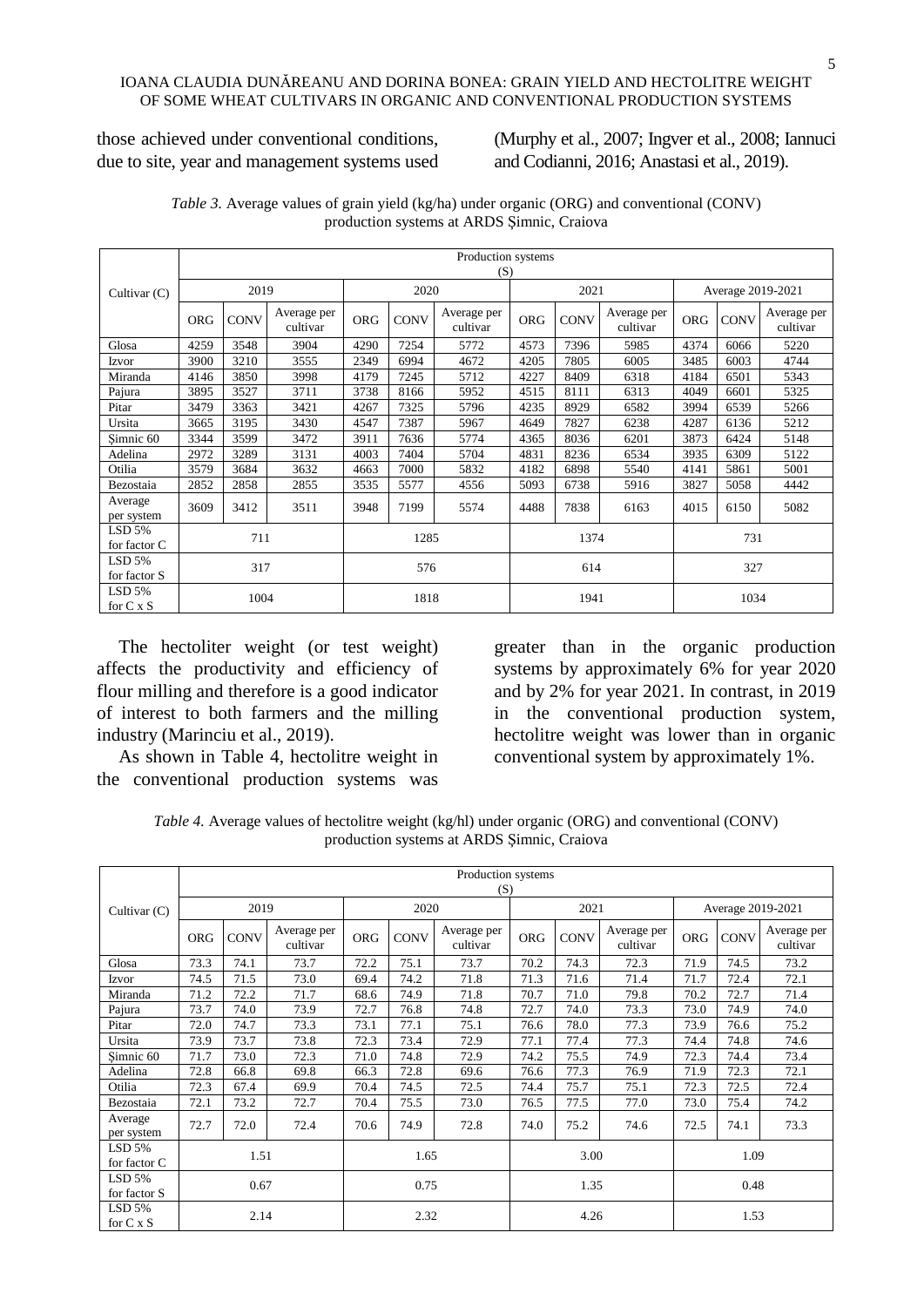those achieved under conventional conditions, due to site, year and management systems used (Murphy et al., 2007; Ingver et al., 2008; Iannuci and Codianni, 2016; Anastasi et al., 2019).

*Table 3.* Average values of grain yield (kg/ha) under organic (ORG) and conventional (CONV) production systems at ARDS Şimnic, Craiova

| Cultivar (C) | Production systems (S) | | | | | | | | | | | |
|---|---|---|---|---|---|---|---|---|---|---|---|---|
| | 2019 | | | 2020 | | | 2021 | | | Average 2019-2021 | | |
| | ORG | CONV | Average per cultivar | ORG | CONV | Average per cultivar | ORG | CONV | Average per cultivar | ORG | CONV | Average per cultivar |
| Glosa | 4259 | 3548 | 3904 | 4290 | 7254 | 5772 | 4573 | 7396 | 5985 | 4374 | 6066 | 5220 |
| Izvor | 3900 | 3210 | 3555 | 2349 | 6994 | 4672 | 4205 | 7805 | 6005 | 3485 | 6003 | 4744 |
| Miranda | 4146 | 3850 | 3998 | 4179 | 7245 | 5712 | 4227 | 8409 | 6318 | 4184 | 6501 | 5343 |
| Pajura | 3895 | 3527 | 3711 | 3738 | 8166 | 5952 | 4515 | 8111 | 6313 | 4049 | 6601 | 5325 |
| Pitar | 3479 | 3363 | 3421 | 4267 | 7325 | 5796 | 4235 | 8929 | 6582 | 3994 | 6539 | 5266 |
| Ursita | 3665 | 3195 | 3430 | 4547 | 7387 | 5967 | 4649 | 7827 | 6238 | 4287 | 6136 | 5212 |
| Şimnic 60 | 3344 | 3599 | 3472 | 3911 | 7636 | 5774 | 4365 | 8036 | 6201 | 3873 | 6424 | 5148 |
| Adelina | 2972 | 3289 | 3131 | 4003 | 7404 | 5704 | 4831 | 8236 | 6534 | 3935 | 6309 | 5122 |
| Otilia | 3579 | 3684 | 3632 | 4663 | 7000 | 5832 | 4182 | 6898 | 5540 | 4141 | 5861 | 5001 |
| Bezostaia | 2852 | 2858 | 2855 | 3535 | 5577 | 4556 | 5093 | 6738 | 5916 | 3827 | 5058 | 4442 |
| Average per system | 3609 | 3412 | 3511 | 3948 | 7199 | 5574 | 4488 | 7838 | 6163 | 4015 | 6150 | 5082 |
| LSD 5% for factor C | 711 | | | 1285 | | | 1374 | | | 731 | | |
| LSD 5% for factor S | 317 | | | 576 | | | 614 | | | 327 | | |
| LSD 5% for C x S | 1004 | | | 1818 | | | 1941 | | | 1034 | | |

The hectoliter weight (or test weight) affects the productivity and efficiency of flour milling and therefore is a good indicator of interest to both farmers and the milling industry (Marinciu et al., 2019).

As shown in Table 4, hectolitre weight in the conventional production systems was greater than in the organic production systems by approximately 6% for year 2020 and by 2% for year 2021. In contrast, in 2019 in the conventional production system, hectolitre weight was lower than in organic conventional system by approximately 1%.

*Table 4.* Average values of hectolitre weight (kg/hl) under organic (ORG) and conventional (CONV) production systems at ARDS Şimnic, Craiova

| Cultivar (C) | Production systems (S) | | | | | | | | | | | |
|---|---|---|---|---|---|---|---|---|---|---|---|---|
| | 2019 | | | 2020 | | | 2021 | | | Average 2019-2021 | | |
| | ORG | CONV | Average per cultivar | ORG | CONV | Average per cultivar | ORG | CONV | Average per cultivar | ORG | CONV | Average per cultivar |
| Glosa | 73.3 | 74.1 | 73.7 | 72.2 | 75.1 | 73.7 | 70.2 | 74.3 | 72.3 | 71.9 | 74.5 | 73.2 |
| Izvor | 74.5 | 71.5 | 73.0 | 69.4 | 74.2 | 71.8 | 71.3 | 71.6 | 71.4 | 71.7 | 72.4 | 72.1 |
| Miranda | 71.2 | 72.2 | 71.7 | 68.6 | 74.9 | 71.8 | 70.7 | 71.0 | 79.8 | 70.2 | 72.7 | 71.4 |
| Pajura | 73.7 | 74.0 | 73.9 | 72.7 | 76.8 | 74.8 | 72.7 | 74.0 | 73.3 | 73.0 | 74.9 | 74.0 |
| Pitar | 72.0 | 74.7 | 73.3 | 73.1 | 77.1 | 75.1 | 76.6 | 78.0 | 77.3 | 73.9 | 76.6 | 75.2 |
| Ursita | 73.9 | 73.7 | 73.8 | 72.3 | 73.4 | 72.9 | 77.1 | 77.4 | 77.3 | 74.4 | 74.8 | 74.6 |
| Şimnic 60 | 71.7 | 73.0 | 72.3 | 71.0 | 74.8 | 72.9 | 74.2 | 75.5 | 74.9 | 72.3 | 74.4 | 73.4 |
| Adelina | 72.8 | 66.8 | 69.8 | 66.3 | 72.8 | 69.6 | 76.6 | 77.3 | 76.9 | 71.9 | 72.3 | 72.1 |
| Otilia | 72.3 | 67.4 | 69.9 | 70.4 | 74.5 | 72.5 | 74.4 | 75.7 | 75.1 | 72.3 | 72.5 | 72.4 |
| Bezostaia | 72.1 | 73.2 | 72.7 | 70.4 | 75.5 | 73.0 | 76.5 | 77.5 | 77.0 | 73.0 | 75.4 | 74.2 |
| Average per system | 72.7 | 72.0 | 72.4 | 70.6 | 74.9 | 72.8 | 74.0 | 75.2 | 74.6 | 72.5 | 74.1 | 73.3 |
| LSD 5% for factor C | 1.51 | | | 1.65 | | | 3.00 | | | 1.09 | | |
| LSD 5% for factor S | 0.67 | | | 0.75 | | | 1.35 | | | 0.48 | | |
| LSD 5% for C x S | 2.14 | | | 2.32 | | | 4.26 | | | 1.53 | | |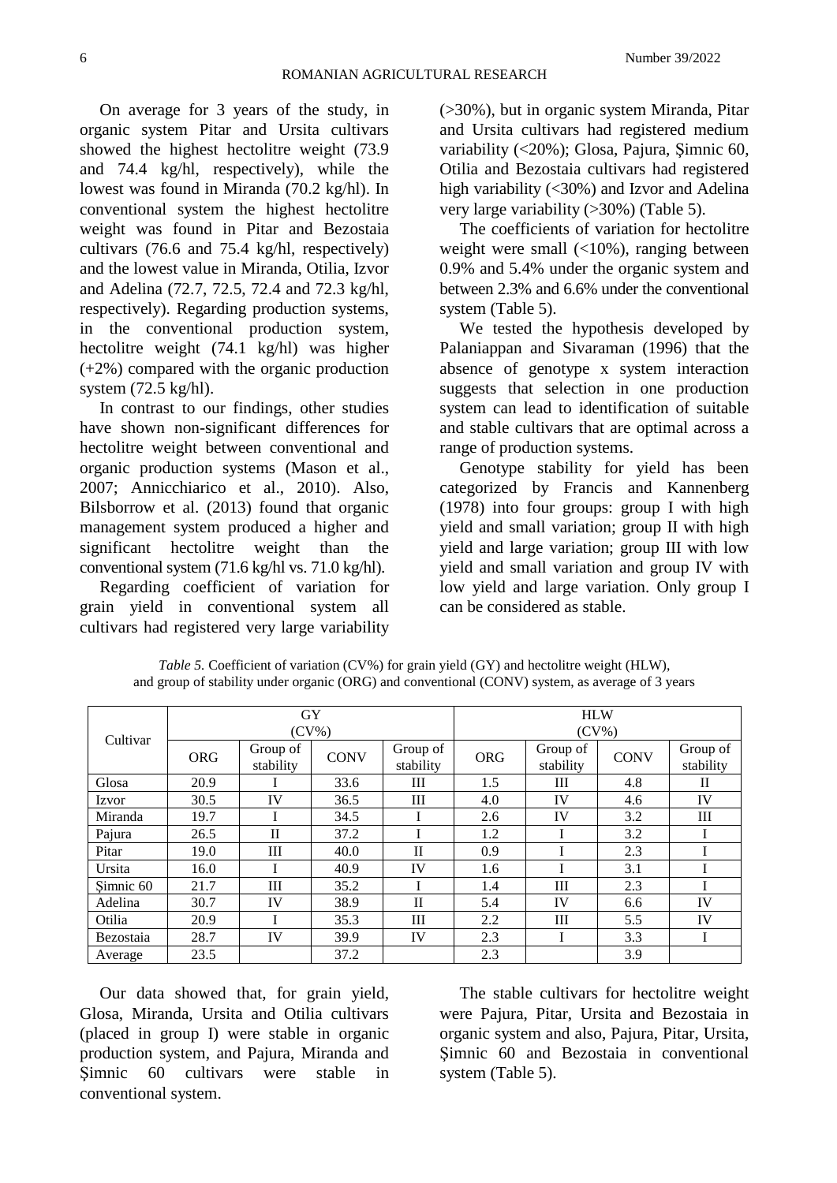On average for 3 years of the study, in organic system Pitar and Ursita cultivars showed the highest hectolitre weight (73.9 and 74.4 kg/hl, respectively), while the lowest was found in Miranda (70.2 kg/hl). In conventional system the highest hectolitre weight was found in Pitar and Bezostaia cultivars (76.6 and 75.4 kg/hl, respectively) and the lowest value in Miranda, Otilia, Izvor and Adelina (72.7, 72.5, 72.4 and 72.3 kg/hl, respectively). Regarding production systems, in the conventional production system, hectolitre weight (74.1 kg/hl) was higher (+2%) compared with the organic production system (72.5 kg/hl).

In contrast to our findings, other studies have shown non-significant differences for hectolitre weight between conventional and organic production systems (Mason et al., 2007; Annicchiarico et al., 2010). Also, Bilsborrow et al. (2013) found that organic management system produced a higher and significant hectolitre weight than the conventional system (71.6 kg/hl vs. 71.0 kg/hl).

Regarding coefficient of variation for grain yield in conventional system all cultivars had registered very large variability (>30%), but in organic system Miranda, Pitar and Ursita cultivars had registered medium variability (<20%); Glosa, Pajura, Şimnic 60, Otilia and Bezostaia cultivars had registered high variability (<30%) and Izvor and Adelina very large variability (>30%) (Table 5).

The coefficients of variation for hectolitre weight were small (<10%), ranging between 0.9% and 5.4% under the organic system and between 2.3% and 6.6% under the conventional system (Table 5).

We tested the hypothesis developed by Palaniappan and Sivaraman (1996) that the absence of genotype x system interaction suggests that selection in one production system can lead to identification of suitable and stable cultivars that are optimal across a range of production systems.

Genotype stability for yield has been categorized by Francis and Kannenberg (1978) into four groups: group I with high yield and small variation; group II with high yield and large variation; group III with low yield and small variation and group IV with low yield and large variation. Only group I can be considered as stable.

*Table 5.* Coefficient of variation (CV%) for grain yield (GY) and hectolitre weight (HLW), and group of stability under organic (ORG) and conventional (CONV) system, as average of 3 years

| Cultivar | GY (CV%) | | | | HLW (CV%) | | | |
|---|---|---|---|---|---|---|---|---|
| | ORG | Group of stability | CONV | Group of stability | ORG | Group of stability | CONV | Group of stability |
| Glosa | 20.9 | I | 33.6 | III | 1.5 | III | 4.8 | II |
| Izvor | 30.5 | IV | 36.5 | III | 4.0 | IV | 4.6 | IV |
| Miranda | 19.7 | I | 34.5 | I | 2.6 | IV | 3.2 | III |
| Pajura | 26.5 | II | 37.2 | I | 1.2 | I | 3.2 | I |
| Pitar | 19.0 | III | 40.0 | II | 0.9 | I | 2.3 | I |
| Ursita | 16.0 | I | 40.9 | IV | 1.6 | I | 3.1 | I |
| Şimnic 60 | 21.7 | III | 35.2 | I | 1.4 | III | 2.3 | I |
| Adelina | 30.7 | IV | 38.9 | II | 5.4 | IV | 6.6 | IV |
| Otilia | 20.9 | I | 35.3 | III | 2.2 | III | 5.5 | IV |
| Bezostaia | 28.7 | IV | 39.9 | IV | 2.3 | I | 3.3 | I |
| Average | 23.5 | | 37.2 | | 2.3 | | 3.9 | |

Our data showed that, for grain yield, Glosa, Miranda, Ursita and Otilia cultivars (placed in group I) were stable in organic production system, and Pajura, Miranda and Şimnic 60 cultivars were stable in conventional system.

The stable cultivars for hectolitre weight were Pajura, Pitar, Ursita and Bezostaia in organic system and also, Pajura, Pitar, Ursita, Şimnic 60 and Bezostaia in conventional system (Table 5).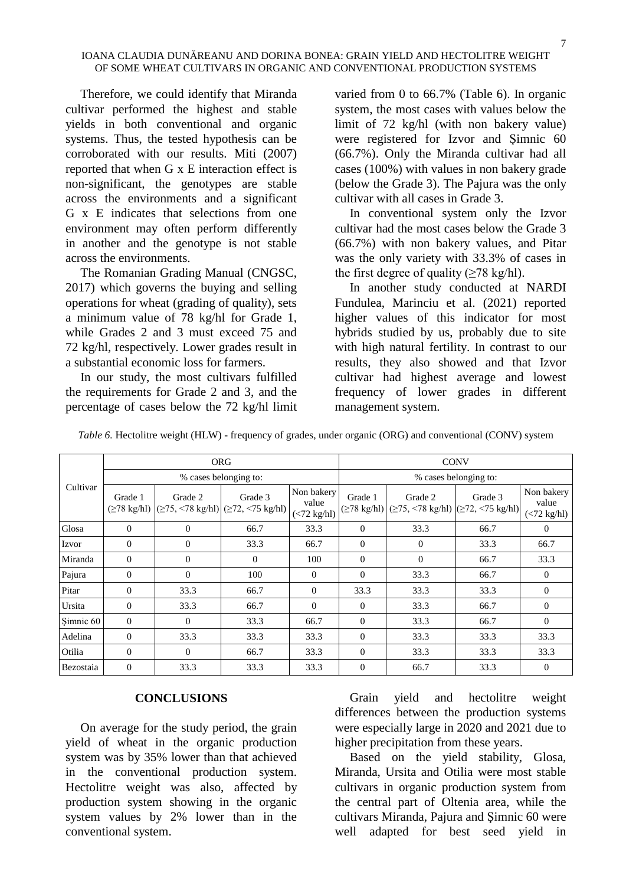Therefore, we could identify that Miranda cultivar performed the highest and stable yields in both conventional and organic systems. Thus, the tested hypothesis can be corroborated with our results. Miti (2007) reported that when G x E interaction effect is non-significant, the genotypes are stable across the environments and a significant G x E indicates that selections from one environment may often perform differently in another and the genotype is not stable across the environments.

The Romanian Grading Manual (CNGSC, 2017) which governs the buying and selling operations for wheat (grading of quality), sets a minimum value of 78 kg/hl for Grade 1, while Grades 2 and 3 must exceed 75 and 72 kg/hl, respectively. Lower grades result in a substantial economic loss for farmers.

In our study, the most cultivars fulfilled the requirements for Grade 2 and 3, and the percentage of cases below the 72 kg/hl limit varied from 0 to 66.7% (Table 6). In organic system, the most cases with values below the limit of 72 kg/hl (with non bakery value) were registered for Izvor and Şimnic 60 (66.7%). Only the Miranda cultivar had all cases (100%) with values in non bakery grade (below the Grade 3). The Pajura was the only cultivar with all cases in Grade 3.

In conventional system only the Izvor cultivar had the most cases below the Grade 3 (66.7%) with non bakery values, and Pitar was the only variety with 33.3% of cases in the first degree of quality (≥78 kg/hl).

In another study conducted at NARDI Fundulea, Marinciu et al. (2021) reported higher values of this indicator for most hybrids studied by us, probably due to site with high natural fertility. In contrast to our results, they also showed and that Izvor cultivar had highest average and lowest frequency of lower grades in different management system.

*Table 6.* Hectolitre weight (HLW) - frequency of grades, under organic (ORG) and conventional (CONV) system

| Cultivar | ORG | | | | CONV | | | |
|---|---|---|---|---|---|---|---|---|
| | % cases belonging to: | | | | % cases belonging to: | | | |
| | Grade 1 (≥78 kg/hl) | Grade 2 (≥75, <78 kg/hl) | Grade 3 (≥72, <75 kg/hl) | Non bakery value (<72 kg/hl) | Grade 1 (≥78 kg/hl) | Grade 2 (≥75, <78 kg/hl) | Grade 3 (≥72, <75 kg/hl) | Non bakery value (<72 kg/hl) |
| Glosa | 0 | 0 | 66.7 | 33.3 | 0 | 33.3 | 66.7 | 0 |
| Izvor | 0 | 0 | 33.3 | 66.7 | 0 | 0 | 33.3 | 66.7 |
| Miranda | 0 | 0 | 0 | 100 | 0 | 0 | 66.7 | 33.3 |
| Pajura | 0 | 0 | 100 | 0 | 0 | 33.3 | 66.7 | 0 |
| Pitar | 0 | 33.3 | 66.7 | 0 | 33.3 | 33.3 | 33.3 | 0 |
| Ursita | 0 | 33.3 | 66.7 | 0 | 0 | 33.3 | 66.7 | 0 |
| Şimnic 60 | 0 | 0 | 33.3 | 66.7 | 0 | 33.3 | 66.7 | 0 |
| Adelina | 0 | 33.3 | 33.3 | 33.3 | 0 | 33.3 | 33.3 | 33.3 |
| Otilia | 0 | 0 | 66.7 | 33.3 | 0 | 33.3 | 33.3 | 33.3 |
| Bezostaia | 0 | 33.3 | 33.3 | 33.3 | 0 | 66.7 | 33.3 | 0 |

## CONCLUSIONS

On average for the study period, the grain yield of wheat in the organic production system was by 35% lower than that achieved in the conventional production system. Hectolitre weight was also, affected by production system showing in the organic system values by 2% lower than in the conventional system.

Grain yield and hectolitre weight differences between the production systems were especially large in 2020 and 2021 due to higher precipitation from these years.

Based on the yield stability, Glosa, Miranda, Ursita and Otilia were most stable cultivars in organic production system from the central part of Oltenia area, while the cultivars Miranda, Pajura and Şimnic 60 were well adapted for best seed yield in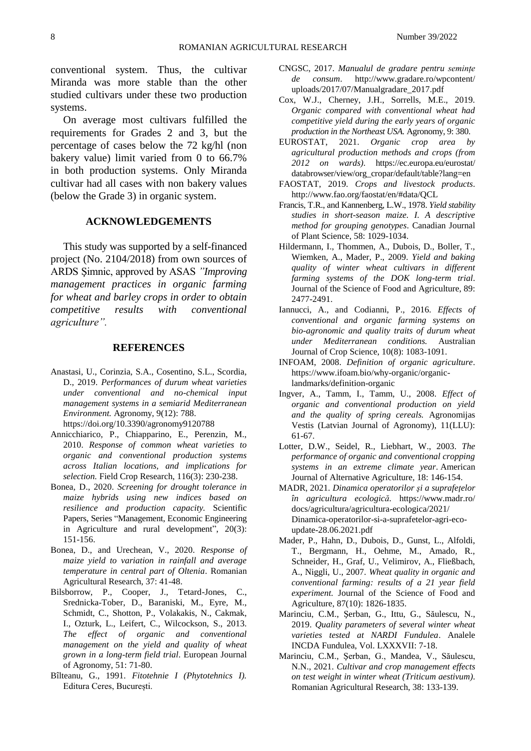conventional system. Thus, the cultivar Miranda was more stable than the other studied cultivars under these two production systems.

On average most cultivars fulfilled the requirements for Grades 2 and 3, but the percentage of cases below the 72 kg/hl (non bakery value) limit varied from 0 to 66.7% in both production systems. Only Miranda cultivar had all cases with non bakery values (below the Grade 3) in organic system.

## ACKNOWLEDGEMENTS

This study was supported by a self-financed project (No. 2104/2018) from own sources of ARDS Şimnic, approved by ASAS *"Improving management practices in organic farming for wheat and barley crops in order to obtain competitive results with conventional agriculture".*

## REFERENCES

Anastasi, U., Corinzia, S.A., Cosentino, S.L., Scordia, D., 2019. *Performances of durum wheat varieties under conventional and no-chemical input management systems in a semiarid Mediterranean Environment.* Agronomy, 9(12): 788. https://doi.org/10.3390/agronomy9120788

Annicchiarico, P., Chiapparino, E., Perenzin, M., 2010. *Response of common wheat varieties to organic and conventional production systems across Italian locations, and implications for selection.* Field Crop Research, 116(3): 230-238.

Bonea, D., 2020. *Screening for drought tolerance in maize hybrids using new indices based on resilience and production capacity.* Scientific Papers, Series "Management, Economic Engineering in Agriculture and rural development", 20(3): 151-156.

Bonea, D., and Urechean, V., 2020. *Response of maize yield to variation in rainfall and average temperature in central part of Oltenia*. Romanian Agricultural Research, 37: 41-48.

Bilsborrow, P., Cooper, J., Tetard-Jones, C., Srednicka-Tober, D., Baraniski, M., Eyre, M., Schmidt, C., Shotton, P., Volakakis, N., Cakmak, I., Ozturk, L., Leifert, C., Wilcockson, S., 2013. *The effect of organic and conventional management on the yield and quality of wheat grown in a long-term field trial*. European Journal of Agronomy, 51: 71-80.

Bîlteanu, G., 1991. *Fitotehnie I (Phytotehnics I).* Editura Ceres, București.

CNGSC, 2017. *Manualul de gradare pentru semințe de consum*. http://www.gradare.ro/wpcontent/uploads/2017/07/Manualgradare_2017.pdf

Cox, W.J., Cherney, J.H., Sorrells, M.E., 2019. *Organic compared with conventional wheat had competitive yield during the early years of organic production in the Northeast USA.* Agronomy, 9: 380.

EUROSTAT, 2021. *Organic crop area by agricultural production methods and crops (from 2012 on wards)*. https://ec.europa.eu/eurostat/databrowser/view/org_cropar/default/table?lang=en

FAOSTAT, 2019. *Crops and livestock products*. http://www.fao.org/faostat/en/#data/QCL

Francis, T.R., and Kannenberg, L.W., 1978. *Yield stability studies in short-season maize. I. A descriptive method for grouping genotypes*. Canadian Journal of Plant Science, 58: 1029-1034.

Hildermann, I., Thommen, A., Dubois, D., Boller, T., Wiemken, A., Mader, P., 2009. *Yield and baking quality of winter wheat cultivars in different farming systems of the DOK long-term trial*. Journal of the Science of Food and Agriculture, 89: 2477-2491.

Iannucci, A., and Codianni, P., 2016. *Effects of conventional and organic farming systems on bio-agronomic and quality traits of durum wheat under Mediterranean conditions.* Australian Journal of Crop Science, 10(8): 1083-1091.

INFOAM, 2008. *Definition of organic agriculture*. https://www.ifoam.bio/why-organic/organic-landmarks/definition-organic

Ingver, A., Tamm, I., Tamm, U., 2008. *Effect of organic and conventional production on yield and the quality of spring cereals.* Agronomijas Vestis (Latvian Journal of Agronomy), 11(LLU): 61-67.

Lotter, D.W., Seidel, R., Liebhart, W., 2003. *The performance of organic and conventional cropping systems in an extreme climate year*. American Journal of Alternative Agriculture, 18: 146-154.

MADR, 2021. *Dinamica operatorilor şi suprafeţelor în agricultura ecologică.* https://www.madr.ro/docs/agricultura/agricultura-ecologica/2021/Dinamica-operatorilor-si-a-suprafetelor-agri-eco-update-28.06.2021.pdf

Mader, P., Hahn, D., Dubois, D., Gunst, L., Alfoldi, T., Bergmann, H., Oehme, M., Amado, R., Schneider, H., Graf, U., Velimirov, A., Fließbach, A., Niggli, U., 2007. *Wheat quality in organic and conventional farming: results of a 21 year field experiment.* Journal of the Science of Food and Agriculture, 87(10): 1826-1835.

Marinciu, C.M., Şerban, G., Ittu, G., Săulescu, N., 2019. *Quality parameters of several winter wheat varieties tested at NARDI Fundulea*. Analele INCDA Fundulea, Vol. LXXXVII: 7-18.

Marinciu, C.M., Şerban, G., Mandea, V., Săulescu, N.N., 2021. *Cultivar and crop management effects on test weight in winter wheat (Triticum aestivum)*. Romanian Agricultural Research, 38: 133-139.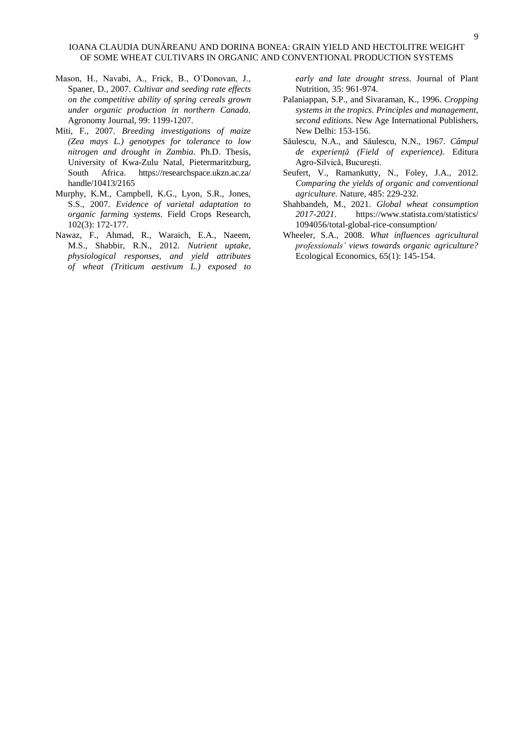Mason, H., Navabi, A., Frick, B., O'Donovan, J., Spaner, D., 2007. *Cultivar and seeding rate effects on the competitive ability of spring cereals grown under organic production in northern Canada.* Agronomy Journal, 99: 1199-1207.

Miti, F., 2007. *Breeding investigations of maize (Zea mays L.) genotypes for tolerance to low nitrogen and drought in Zambia*. Ph.D. Thesis, University of Kwa-Zulu Natal, Pietermaritzburg, South Africa. https://researchspace.ukzn.ac.za/handle/10413/2165

Murphy, K.M., Campbell, K.G., Lyon, S.R., Jones, S.S., 2007. *Evidence of varietal adaptation to organic farming systems*. Field Crops Research, 102(3): 172-177.

Nawaz, F., Ahmad, R., Waraich, E.A., Naeem, M.S., Shabbir, R.N., 2012. *Nutrient uptake, physiological responses, and yield attributes of wheat (Triticum aestivum L.) exposed to early and late drought stress.* Journal of Plant Nutrition, 35: 961-974.

Palaniappan, S.P., and Sivaraman, K., 1996. *Cropping systems in the tropics. Principles and management, second editions*. New Age International Publishers, New Delhi: 153-156.

Săulescu, N.A., and Săulescu, N.N., 1967. *Câmpul de experiență (Field of experience).* Editura Agro-Silvică, București.

Seufert, V., Ramankutty, N., Foley, J.A., 2012. *Comparing the yields of organic and conventional agriculture.* Nature, 485: 229-232.

Shahbandeh, M., 2021. *Global wheat consumption 2017-2021*. https://www.statista.com/statistics/1094056/total-global-rice-consumption/

Wheeler, S.A., 2008. *What influences agricultural professionals' views towards organic agriculture?* Ecological Economics, 65(1): 145-154.